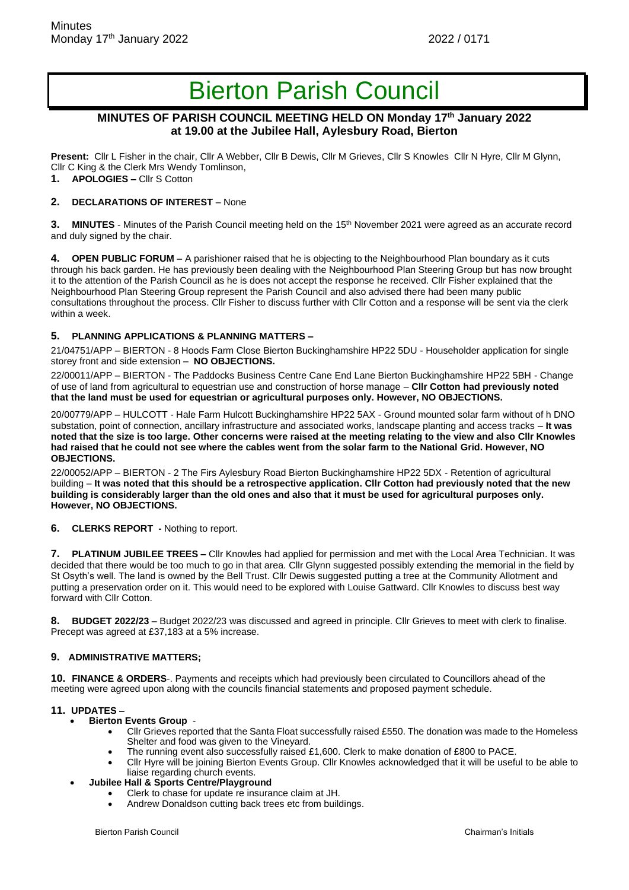# Bierton Parish Council

## MINUTES OF PARISH COUNCIL MEETING HELD ON Monday 17th January 2022 at 19.00 at the Jubilee Hall, Aylesbury Road, Bierton

**Present:** Cllr L Fisher in the chair, Cllr A Webber, Cllr B Dewis, Cllr M Grieves, Cllr S Knowles Cllr N Hyre, Cllr M Glynn, Cllr C King & the Clerk Mrs Wendy Tomlinson,

**1. APOLOGIES –** Cllr S Cotton

**2. DECLARATIONS OF INTEREST** – None

**3. MINUTES** - Minutes of the Parish Council meeting held on the 15th November 2021 were agreed as an accurate record and duly signed by the chair.

**4. OPEN PUBLIC FORUM –** A parishioner raised that he is objecting to the Neighbourhood Plan boundary as it cuts through his back garden. He has previously been dealing with the Neighbourhood Plan Steering Group but has now brought it to the attention of the Parish Council as he is does not accept the response he received. Cllr Fisher explained that the Neighbourhood Plan Steering Group represent the Parish Council and also advised there had been many public consultations throughout the process. Cllr Fisher to discuss further with Cllr Cotton and a response will be sent via the clerk within a week.

**5. PLANNING APPLICATIONS & PLANNING MATTERS –**

21/04751/APP – BIERTON - 8 Hoods Farm Close Bierton Buckinghamshire HP22 5DU - Householder application for single storey front and side extension – **NO OBJECTIONS.**

22/00011/APP – BIERTON - The Paddocks Business Centre Cane End Lane Bierton Buckinghamshire HP22 5BH - Change of use of land from agricultural to equestrian use and construction of horse manage – **Cllr Cotton had previously noted that the land must be used for equestrian or agricultural purposes only. However, NO OBJECTIONS.**

20/00779/APP – HULCOTT - Hale Farm Hulcott Buckinghamshire HP22 5AX - Ground mounted solar farm without of h DNO substation, point of connection, ancillary infrastructure and associated works, landscape planting and access tracks – **It was noted that the size is too large. Other concerns were raised at the meeting relating to the view and also Cllr Knowles had raised that he could not see where the cables went from the solar farm to the National Grid. However, NO OBJECTIONS.**

22/00052/APP – BIERTON - 2 The Firs Aylesbury Road Bierton Buckinghamshire HP22 5DX - Retention of agricultural building – **It was noted that this should be a retrospective application. Cllr Cotton had previously noted that the new building is considerably larger than the old ones and also that it must be used for agricultural purposes only. However, NO OBJECTIONS.**

**6. CLERKS REPORT -** Nothing to report.

**7. PLATINUM JUBILEE TREES –** Cllr Knowles had applied for permission and met with the Local Area Technician. It was decided that there would be too much to go in that area. Cllr Glynn suggested possibly extending the memorial in the field by St Osyth's well. The land is owned by the Bell Trust. Cllr Dewis suggested putting a tree at the Community Allotment and putting a preservation order on it. This would need to be explored with Louise Gattward. Cllr Knowles to discuss best way forward with Cllr Cotton.

**8. BUDGET 2022/23** – Budget 2022/23 was discussed and agreed in principle. Cllr Grieves to meet with clerk to finalise. Precept was agreed at £37,183 at a 5% increase.

**9. ADMINISTRATIVE MATTERS;**

**10. FINANCE & ORDERS**-. Payments and receipts which had previously been circulated to Councillors ahead of the meeting were agreed upon along with the councils financial statements and proposed payment schedule.

**11. UPDATES –**

- **Bierton Events Group** -
  - Cllr Grieves reported that the Santa Float successfully raised £550. The donation was made to the Homeless Shelter and food was given to the Vineyard.
  - The running event also successfully raised £1,600. Clerk to make donation of £800 to PACE.
  - Cllr Hyre will be joining Bierton Events Group. Cllr Knowles acknowledged that it will be useful to be able to liaise regarding church events.
- **Jubilee Hall & Sports Centre/Playground**
  - Clerk to chase for update re insurance claim at JH.
  - Andrew Donaldson cutting back trees etc from buildings.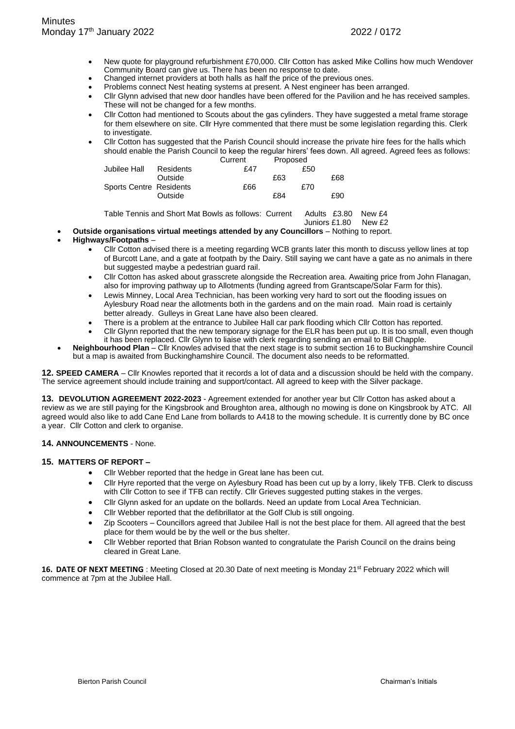- New quote for playground refurbishment £70,000. Cllr Cotton has asked Mike Collins how much Wendover Community Board can give us. There has been no response to date.
- Changed internet providers at both halls as half the price of the previous ones.
- Problems connect Nest heating systems at present. A Nest engineer has been arranged.
- Cllr Glynn advised that new door handles have been offered for the Pavilion and he has received samples. These will not be changed for a few months.
- Cllr Cotton had mentioned to Scouts about the gas cylinders. They have suggested a metal frame storage for them elsewhere on site. Cllr Hyre commented that there must be some legislation regarding this. Clerk to investigate.
- Cllr Cotton has suggested that the Parish Council should increase the private hire fees for the halls which should enable the Parish Council to keep the regular hirers' fees down. All agreed. Agreed fees as follows:

| | | Current | Proposed |
|---|---|---|---|
| Jubilee Hall | Residents | £47 | £50 |
| | Outside | £63 | £68 |
| Sports Centre | Residents | £66 | £70 |
| | Outside | £84 | £90 |

Table Tennis and Short Mat Bowls as follows: Current Adults £3.80 New £4
Juniors £1.80 New £2

- **Outside organisations virtual meetings attended by any Councillors** – Nothing to report.
- **Highways/Footpaths** –
  - Cllr Cotton advised there is a meeting regarding WCB grants later this month to discuss yellow lines at top of Burcott Lane, and a gate at footpath by the Dairy. Still saying we cant have a gate as no animals in there but suggested maybe a pedestrian guard rail.
  - Cllr Cotton has asked about grasscrete alongside the Recreation area. Awaiting price from John Flanagan, also for improving pathway up to Allotments (funding agreed from Grantscape/Solar Farm for this).
  - Lewis Minney, Local Area Technician, has been working very hard to sort out the flooding issues on Aylesbury Road near the allotments both in the gardens and on the main road. Main road is certainly better already. Gulleys in Great Lane have also been cleared.
  - There is a problem at the entrance to Jubilee Hall car park flooding which Cllr Cotton has reported.
  - Cllr Glynn reported that the new temporary signage for the ELR has been put up. It is too small, even though it has been replaced. Cllr Glynn to liaise with clerk regarding sending an email to Bill Chapple.
- **Neighbourhood Plan** – Cllr Knowles advised that the next stage is to submit section 16 to Buckinghamshire Council but a map is awaited from Buckinghamshire Council. The document also needs to be reformatted.

**12. SPEED CAMERA** – Cllr Knowles reported that it records a lot of data and a discussion should be held with the company. The service agreement should include training and support/contact. All agreed to keep with the Silver package.

**13. DEVOLUTION AGREEMENT 2022-2023** - Agreement extended for another year but Cllr Cotton has asked about a review as we are still paying for the Kingsbrook and Broughton area, although no mowing is done on Kingsbrook by ATC. All agreed would also like to add Cane End Lane from bollards to A418 to the mowing schedule. It is currently done by BC once a year. Cllr Cotton and clerk to organise.

**14. ANNOUNCEMENTS** - None.

**15. MATTERS OF REPORT –**

- Cllr Webber reported that the hedge in Great lane has been cut.
- Cllr Hyre reported that the verge on Aylesbury Road has been cut up by a lorry, likely TFB. Clerk to discuss with Cllr Cotton to see if TFB can rectify. Cllr Grieves suggested putting stakes in the verges.
- Cllr Glynn asked for an update on the bollards. Need an update from Local Area Technician.
- Cllr Webber reported that the defibrillator at the Golf Club is still ongoing.
- Zip Scooters – Councillors agreed that Jubilee Hall is not the best place for them. All agreed that the best place for them would be by the well or the bus shelter.
- Cllr Webber reported that Brian Robson wanted to congratulate the Parish Council on the drains being cleared in Great Lane.

**16. DATE OF NEXT MEETING** : Meeting Closed at 20.30 Date of next meeting is Monday 21st February 2022 which will commence at 7pm at the Jubilee Hall.